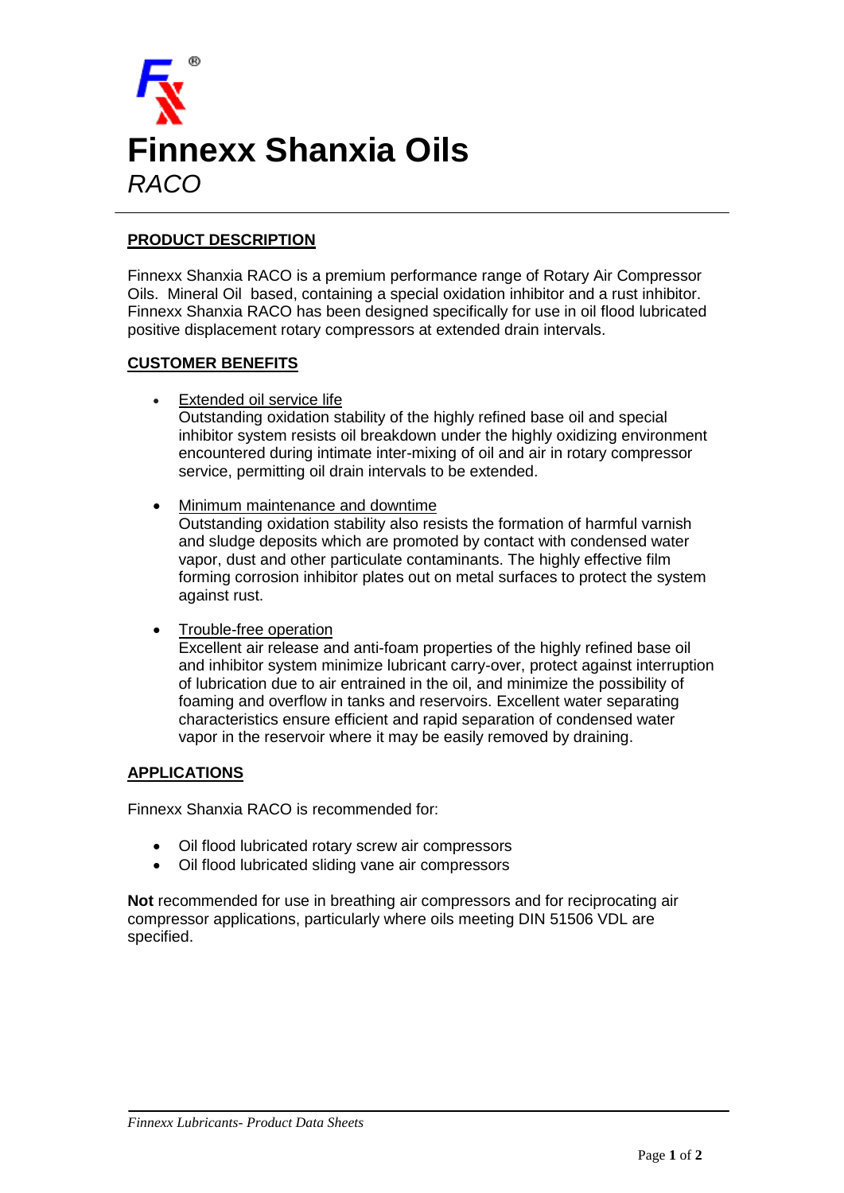# Finnexx Shanxia Oils

*RACO*

## PRODUCT DESCRIPTION

Finnexx Shanxia RACO is a premium performance range of Rotary Air Compressor Oils. Mineral Oil based, containing a special oxidation inhibitor and a rust inhibitor. Finnexx Shanxia RACO has been designed specifically for use in oil flood lubricated positive displacement rotary compressors at extended drain intervals.

## CUSTOMER BENEFITS

- Extended oil service life
  Outstanding oxidation stability of the highly refined base oil and special inhibitor system resists oil breakdown under the highly oxidizing environment encountered during intimate inter-mixing of oil and air in rotary compressor service, permitting oil drain intervals to be extended.

- Minimum maintenance and downtime
  Outstanding oxidation stability also resists the formation of harmful varnish and sludge deposits which are promoted by contact with condensed water vapor, dust and other particulate contaminants. The highly effective film forming corrosion inhibitor plates out on metal surfaces to protect the system against rust.

- Trouble-free operation
  Excellent air release and anti-foam properties of the highly refined base oil and inhibitor system minimize lubricant carry-over, protect against interruption of lubrication due to air entrained in the oil, and minimize the possibility of foaming and overflow in tanks and reservoirs. Excellent water separating characteristics ensure efficient and rapid separation of condensed water vapor in the reservoir where it may be easily removed by draining.

## APPLICATIONS

Finnexx Shanxia RACO is recommended for:

- Oil flood lubricated rotary screw air compressors
- Oil flood lubricated sliding vane air compressors

**Not** recommended for use in breathing air compressors and for reciprocating air compressor applications, particularly where oils meeting DIN 51506 VDL are specified.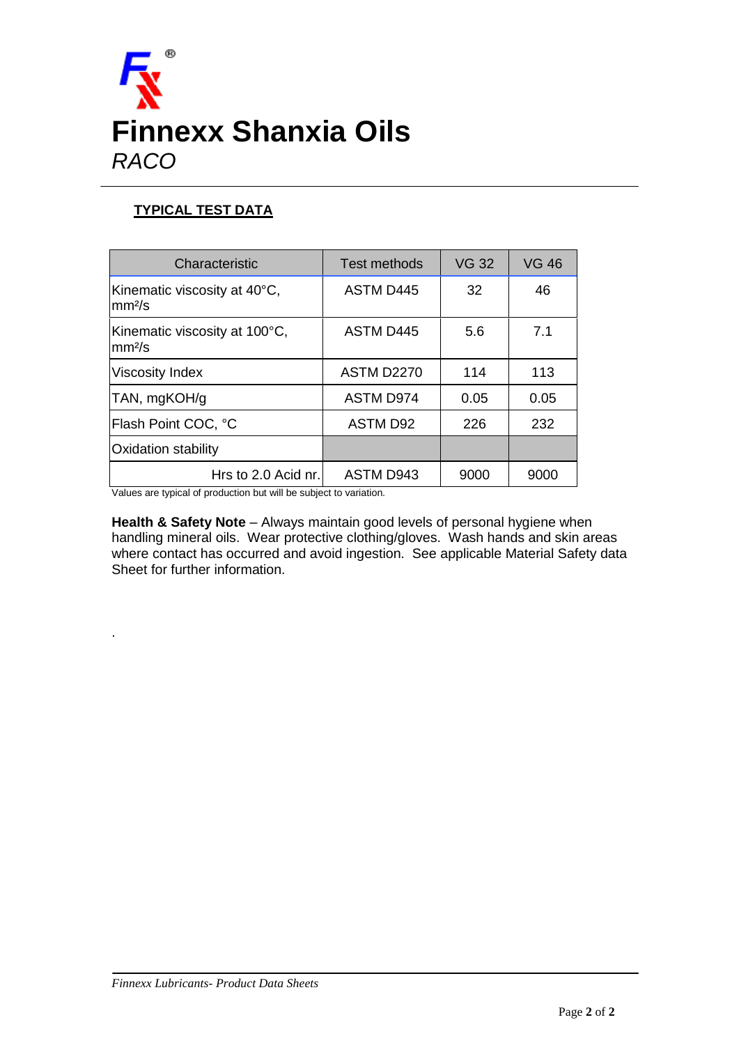# Finnexx Shanxia Oils

*RACO*

**TYPICAL TEST DATA**

| Characteristic | Test methods | VG 32 | VG 46 |
|---|---|---|---|
| Kinematic viscosity at 40°C, $mm^2/s$ | ASTM D445 | 32 | 46 |
| Kinematic viscosity at 100°C, $mm^2/s$ | ASTM D445 | 5.6 | 7.1 |
| Viscosity Index | ASTM D2270 | 114 | 113 |
| TAN, mgKOH/g | ASTM D974 | 0.05 | 0.05 |
| Flash Point COC, °C | ASTM D92 | 226 | 232 |
| Oxidation stability | | | |
| Hrs to 2.0 Acid nr. | ASTM D943 | 9000 | 9000 |

Values are typical of production but will be subject to variation.

**Health & Safety Note** – Always maintain good levels of personal hygiene when handling mineral oils. Wear protective clothing/gloves. Wash hands and skin areas where contact has occurred and avoid ingestion. See applicable Material Safety data Sheet for further information.

.